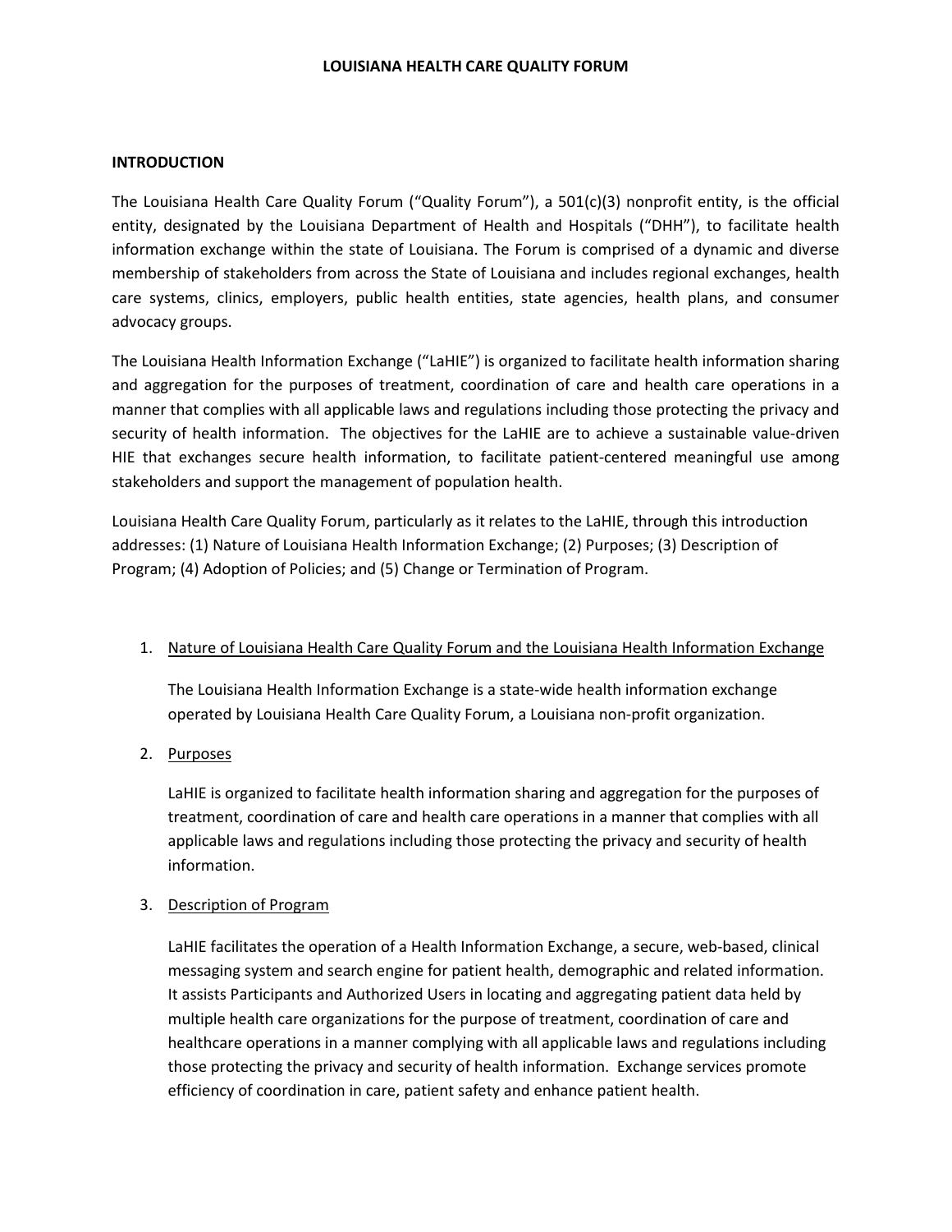# LOUISIANA HEALTH CARE QUALITY FORUM

## INTRODUCTION

The Louisiana Health Care Quality Forum ("Quality Forum"), a 501(c)(3) nonprofit entity, is the official entity, designated by the Louisiana Department of Health and Hospitals ("DHH"), to facilitate health information exchange within the state of Louisiana. The Forum is comprised of a dynamic and diverse membership of stakeholders from across the State of Louisiana and includes regional exchanges, health care systems, clinics, employers, public health entities, state agencies, health plans, and consumer advocacy groups.

The Louisiana Health Information Exchange ("LaHIE") is organized to facilitate health information sharing and aggregation for the purposes of treatment, coordination of care and health care operations in a manner that complies with all applicable laws and regulations including those protecting the privacy and security of health information. The objectives for the LaHIE are to achieve a sustainable value-driven HIE that exchanges secure health information, to facilitate patient-centered meaningful use among stakeholders and support the management of population health.

Louisiana Health Care Quality Forum, particularly as it relates to the LaHIE, through this introduction addresses: (1) Nature of Louisiana Health Information Exchange; (2) Purposes; (3) Description of Program; (4) Adoption of Policies; and (5) Change or Termination of Program.

1. <u>Nature of Louisiana Health Care Quality Forum and the Louisiana Health Information Exchange</u>

   The Louisiana Health Information Exchange is a state-wide health information exchange operated by Louisiana Health Care Quality Forum, a Louisiana non-profit organization.

2. <u>Purposes</u>

   LaHIE is organized to facilitate health information sharing and aggregation for the purposes of treatment, coordination of care and health care operations in a manner that complies with all applicable laws and regulations including those protecting the privacy and security of health information.

3. <u>Description of Program</u>

   LaHIE facilitates the operation of a Health Information Exchange, a secure, web-based, clinical messaging system and search engine for patient health, demographic and related information. It assists Participants and Authorized Users in locating and aggregating patient data held by multiple health care organizations for the purpose of treatment, coordination of care and healthcare operations in a manner complying with all applicable laws and regulations including those protecting the privacy and security of health information. Exchange services promote efficiency of coordination in care, patient safety and enhance patient health.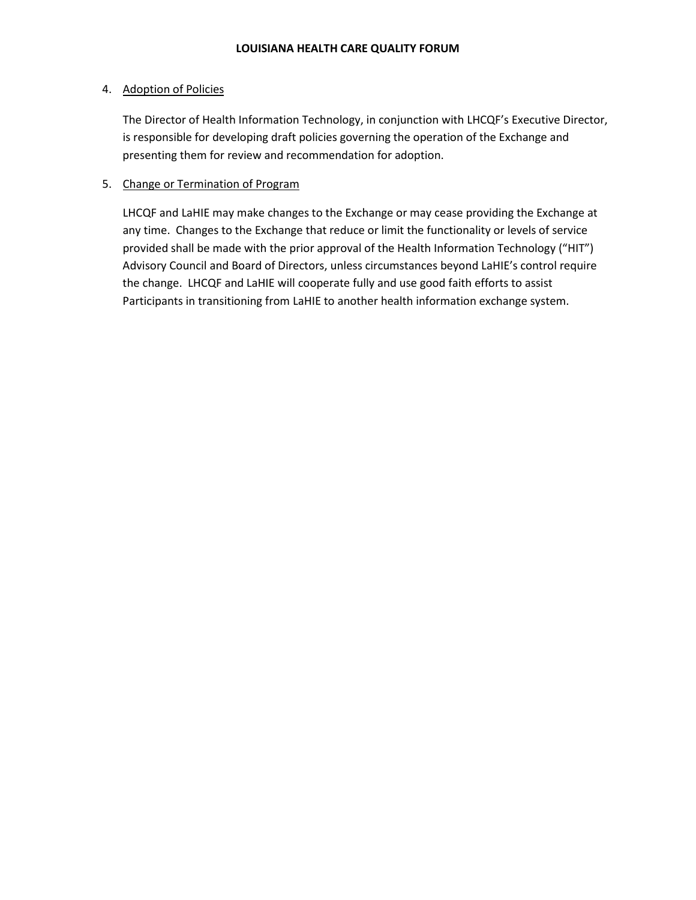4. <u>Adoption of Policies</u>

   The Director of Health Information Technology, in conjunction with LHCQF's Executive Director, is responsible for developing draft policies governing the operation of the Exchange and presenting them for review and recommendation for adoption.

5. <u>Change or Termination of Program</u>

   LHCQF and LaHIE may make changes to the Exchange or may cease providing the Exchange at any time. Changes to the Exchange that reduce or limit the functionality or levels of service provided shall be made with the prior approval of the Health Information Technology ("HIT") Advisory Council and Board of Directors, unless circumstances beyond LaHIE's control require the change. LHCQF and LaHIE will cooperate fully and use good faith efforts to assist Participants in transitioning from LaHIE to another health information exchange system.